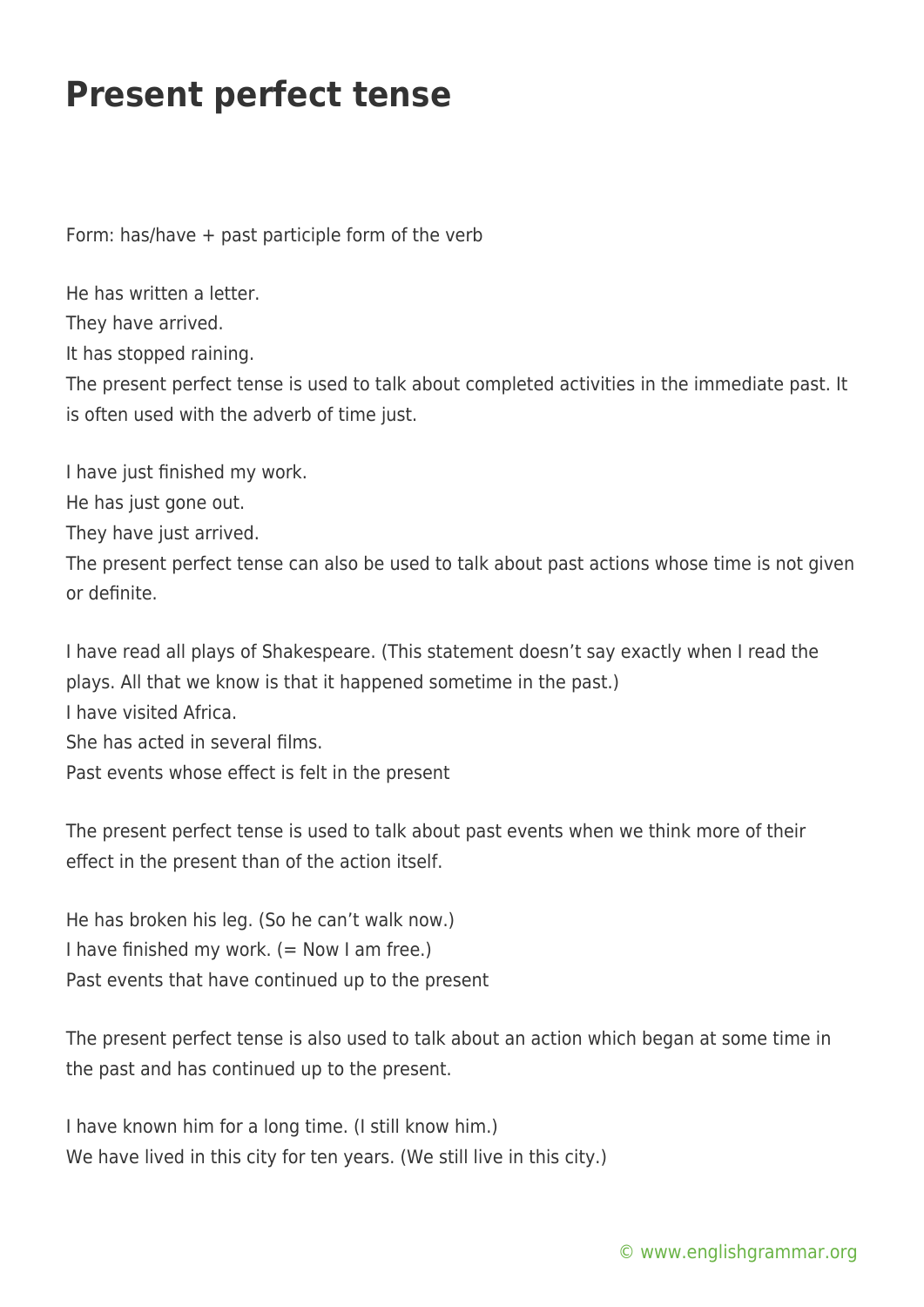# Present perfect tense

Form: has/have + past participle form of the verb

He has written a letter.  
They have arrived.  
It has stopped raining.  
The present perfect tense is used to talk about completed activities in the immediate past. It is often used with the adverb of time just.

I have just finished my work.  
He has just gone out.  
They have just arrived.  
The present perfect tense can also be used to talk about past actions whose time is not given or definite.

I have read all plays of Shakespeare. (This statement doesn't say exactly when I read the plays. All that we know is that it happened sometime in the past.)  
I have visited Africa.  
She has acted in several films.  
Past events whose effect is felt in the present

The present perfect tense is used to talk about past events when we think more of their effect in the present than of the action itself.

He has broken his leg. (So he can't walk now.)  
I have finished my work. (= Now I am free.)  
Past events that have continued up to the present

The present perfect tense is also used to talk about an action which began at some time in the past and has continued up to the present.

I have known him for a long time. (I still know him.)  
We have lived in this city for ten years. (We still live in this city.)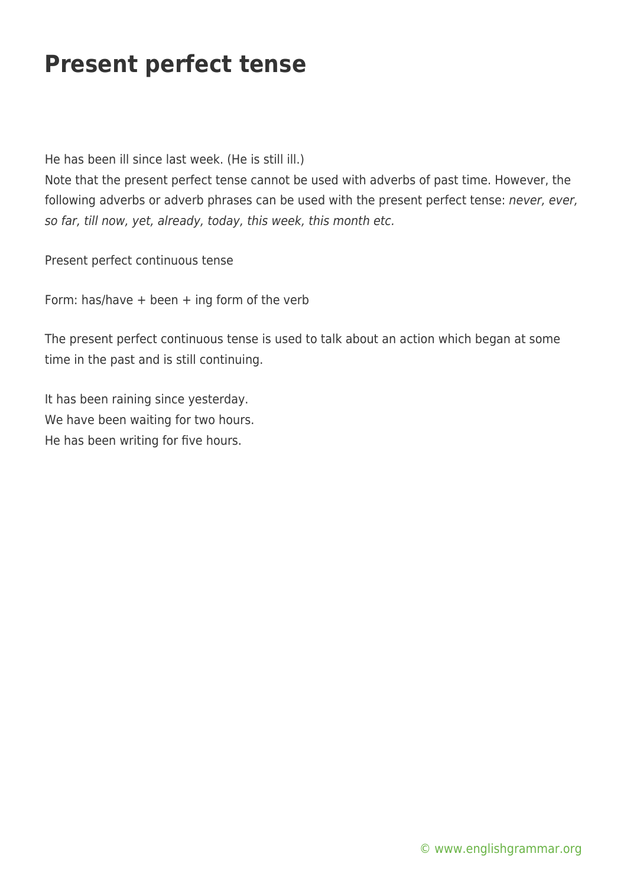# Present perfect tense

He has been ill since last week. (He is still ill.)
Note that the present perfect tense cannot be used with adverbs of past time. However, the following adverbs or adverb phrases can be used with the present perfect tense: *never, ever, so far, till now, yet, already, today, this week, this month etc.*

Present perfect continuous tense

Form: has/have + been + ing form of the verb

The present perfect continuous tense is used to talk about an action which began at some time in the past and is still continuing.

It has been raining since yesterday.
We have been waiting for two hours.
He has been writing for five hours.